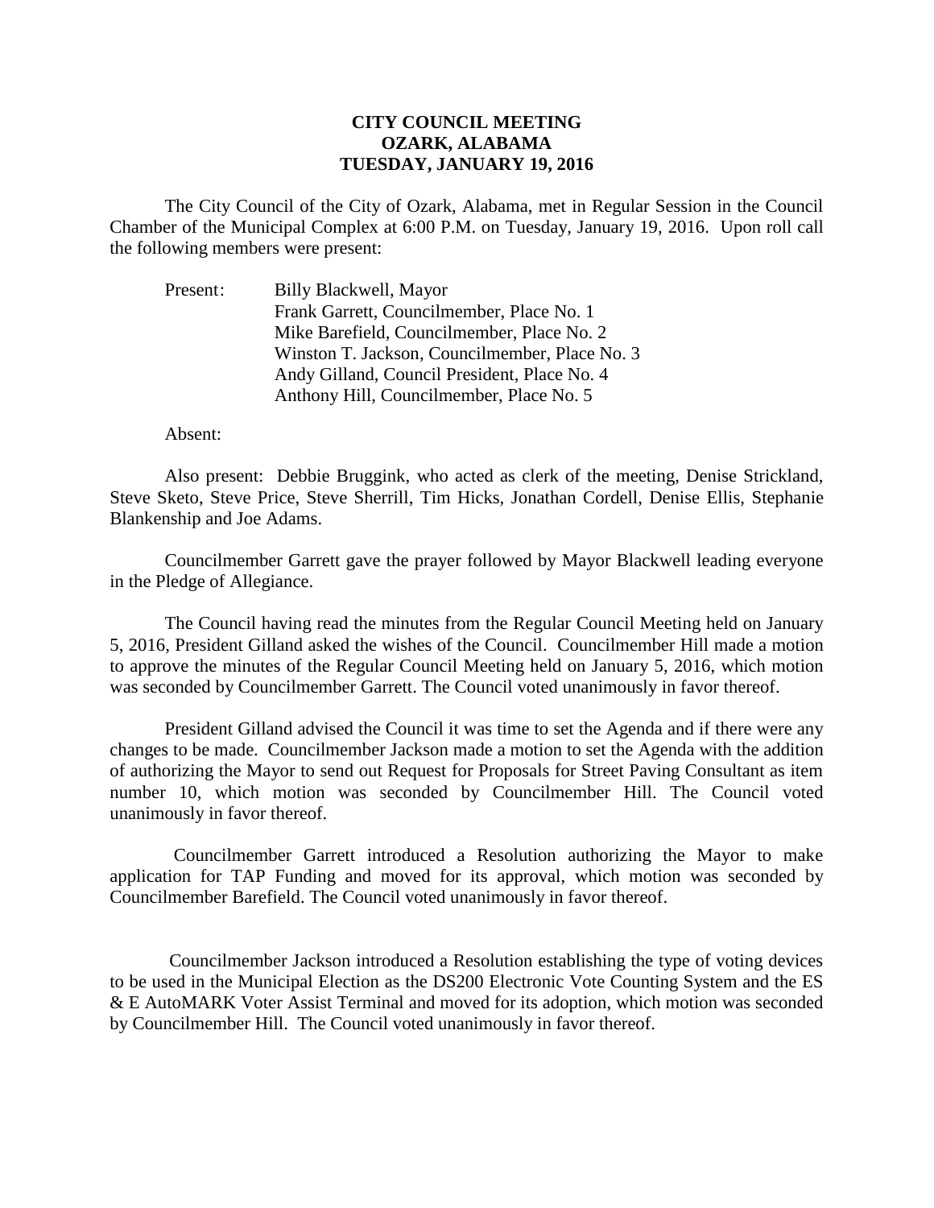**CITY COUNCIL MEETING**
**OZARK, ALABAMA**
**TUESDAY, JANUARY 19, 2016**

The City Council of the City of Ozark, Alabama, met in Regular Session in the Council Chamber of the Municipal Complex at 6:00 P.M. on Tuesday, January 19, 2016. Upon roll call the following members were present:

Present: Billy Blackwell, Mayor
Frank Garrett, Councilmember, Place No. 1
Mike Barefield, Councilmember, Place No. 2
Winston T. Jackson, Councilmember, Place No. 3
Andy Gilland, Council President, Place No. 4
Anthony Hill, Councilmember, Place No. 5

Absent:

Also present: Debbie Bruggink, who acted as clerk of the meeting, Denise Strickland, Steve Sketo, Steve Price, Steve Sherrill, Tim Hicks, Jonathan Cordell, Denise Ellis, Stephanie Blankenship and Joe Adams.

Councilmember Garrett gave the prayer followed by Mayor Blackwell leading everyone in the Pledge of Allegiance.

The Council having read the minutes from the Regular Council Meeting held on January 5, 2016, President Gilland asked the wishes of the Council. Councilmember Hill made a motion to approve the minutes of the Regular Council Meeting held on January 5, 2016, which motion was seconded by Councilmember Garrett. The Council voted unanimously in favor thereof.

President Gilland advised the Council it was time to set the Agenda and if there were any changes to be made. Councilmember Jackson made a motion to set the Agenda with the addition of authorizing the Mayor to send out Request for Proposals for Street Paving Consultant as item number 10, which motion was seconded by Councilmember Hill. The Council voted unanimously in favor thereof.

Councilmember Garrett introduced a Resolution authorizing the Mayor to make application for TAP Funding and moved for its approval, which motion was seconded by Councilmember Barefield. The Council voted unanimously in favor thereof.

Councilmember Jackson introduced a Resolution establishing the type of voting devices to be used in the Municipal Election as the DS200 Electronic Vote Counting System and the ES & E AutoMARK Voter Assist Terminal and moved for its adoption, which motion was seconded by Councilmember Hill. The Council voted unanimously in favor thereof.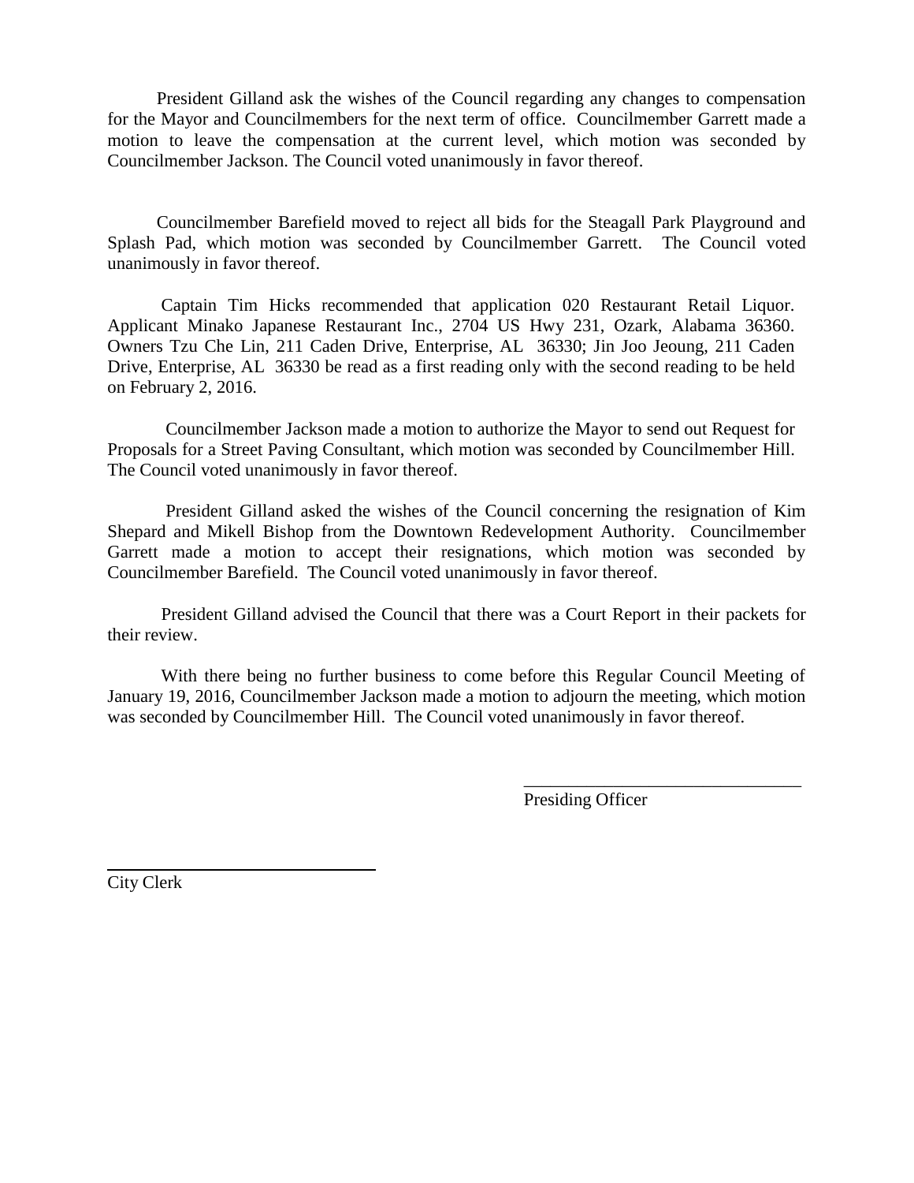President Gilland ask the wishes of the Council regarding any changes to compensation for the Mayor and Councilmembers for the next term of office. Councilmember Garrett made a motion to leave the compensation at the current level, which motion was seconded by Councilmember Jackson. The Council voted unanimously in favor thereof.

Councilmember Barefield moved to reject all bids for the Steagall Park Playground and Splash Pad, which motion was seconded by Councilmember Garrett. The Council voted unanimously in favor thereof.

Captain Tim Hicks recommended that application 020 Restaurant Retail Liquor. Applicant Minako Japanese Restaurant Inc., 2704 US Hwy 231, Ozark, Alabama 36360. Owners Tzu Che Lin, 211 Caden Drive, Enterprise, AL 36330; Jin Joo Jeoung, 211 Caden Drive, Enterprise, AL 36330 be read as a first reading only with the second reading to be held on February 2, 2016.

Councilmember Jackson made a motion to authorize the Mayor to send out Request for Proposals for a Street Paving Consultant, which motion was seconded by Councilmember Hill. The Council voted unanimously in favor thereof.

President Gilland asked the wishes of the Council concerning the resignation of Kim Shepard and Mikell Bishop from the Downtown Redevelopment Authority. Councilmember Garrett made a motion to accept their resignations, which motion was seconded by Councilmember Barefield. The Council voted unanimously in favor thereof.

President Gilland advised the Council that there was a Court Report in their packets for their review.

With there being no further business to come before this Regular Council Meeting of January 19, 2016, Councilmember Jackson made a motion to adjourn the meeting, which motion was seconded by Councilmember Hill. The Council voted unanimously in favor thereof.

\_\_\_\_\_\_\_\_\_\_\_\_\_\_\_\_\_\_\_\_\_\_\_\_\_\_\_\_\_\_\_\_
Presiding Officer

\_\_\_\_\_\_\_\_\_\_\_\_\_\_\_\_\_\_\_\_\_\_\_\_\_\_\_\_\_\_\_\_
City Clerk